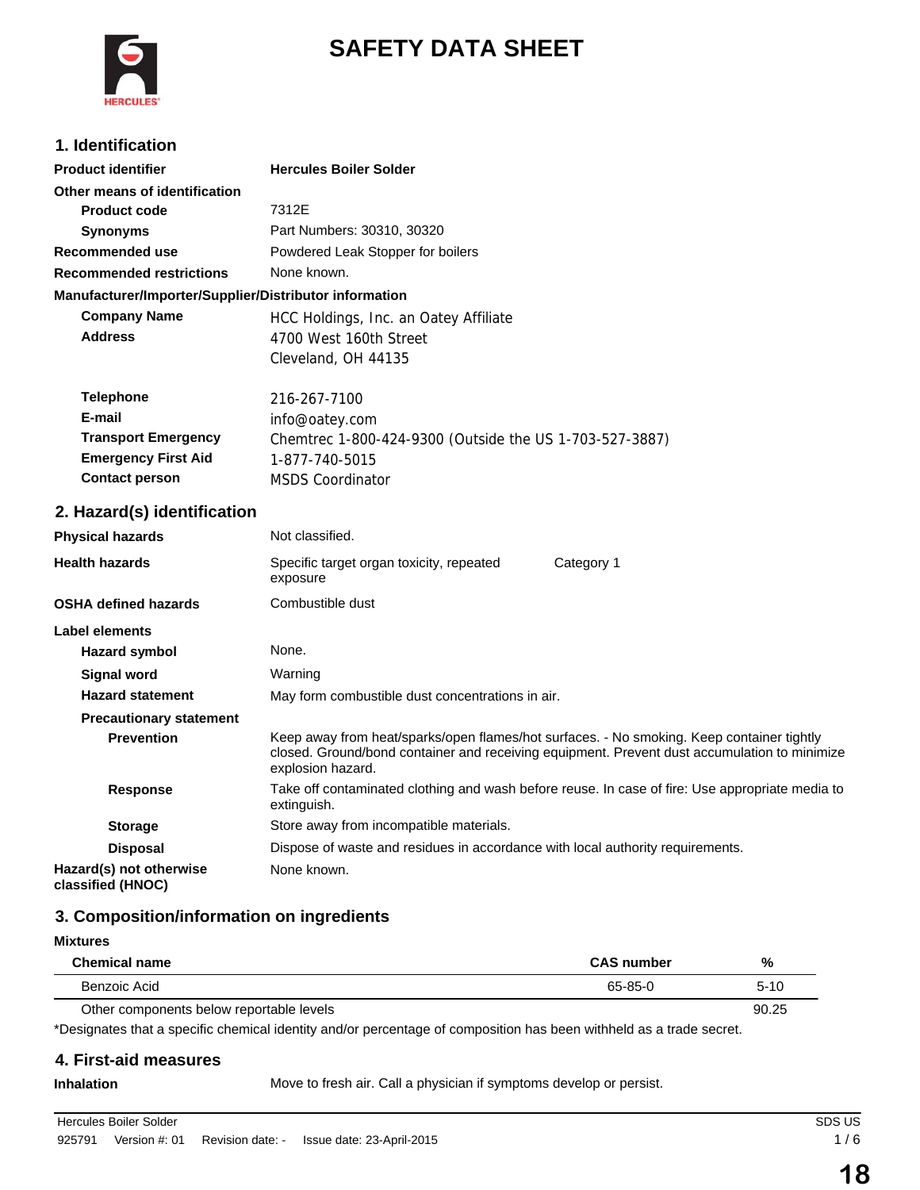# SAFETY DATA SHEET

## 1. Identification

| | |
|---|---|
| **Product identifier** | **Hercules Boiler Solder** |
| **Other means of identification** | |
| **Product code** | 7312E |
| **Synonyms** | Part Numbers: 30310, 30320 |
| **Recommended use** | Powdered Leak Stopper for boilers |
| **Recommended restrictions** | None known. |

**Manufacturer/Importer/Supplier/Distributor information**

| | |
|---|---|
| **Company Name** | HCC Holdings, Inc. an Oatey Affiliate |
| **Address** | 4700 West 160th Street<br>Cleveland, OH 44135 |
| **Telephone** | 216-267-7100 |
| **E-mail** | info@oatey.com |
| **Transport Emergency** | Chemtrec 1-800-424-9300 (Outside the US 1-703-527-3887) |
| **Emergency First Aid** | 1-877-740-5015 |
| **Contact person** | MSDS Coordinator |

## 2. Hazard(s) identification

| | | |
|---|---|---|
| **Physical hazards** | Not classified. | |
| **Health hazards** | Specific target organ toxicity, repeated exposure | Category 1 |
| **OSHA defined hazards** | Combustible dust | |

**Label elements**

| | |
|---|---|
| **Hazard symbol** | None. |
| **Signal word** | Warning |
| **Hazard statement** | May form combustible dust concentrations in air. |
| **Precautionary statement** | |
| **Prevention** | Keep away from heat/sparks/open flames/hot surfaces. - No smoking. Keep container tightly closed. Ground/bond container and receiving equipment. Prevent dust accumulation to minimize explosion hazard. |
| **Response** | Take off contaminated clothing and wash before reuse. In case of fire: Use appropriate media to extinguish. |
| **Storage** | Store away from incompatible materials. |
| **Disposal** | Dispose of waste and residues in accordance with local authority requirements. |
| **Hazard(s) not otherwise classified (HNOC)** | None known. |

## 3. Composition/information on ingredients

**Mixtures**

| Chemical name | CAS number | % |
|---|---|---|
| Benzoic Acid | 65-85-0 | 5-10 |
| Other components below reportable levels | | 90.25 |

*Designates that a specific chemical identity and/or percentage of composition has been withheld as a trade secret.

## 4. First-aid measures

| | |
|---|---|
| **Inhalation** | Move to fresh air. Call a physician if symptoms develop or persist. |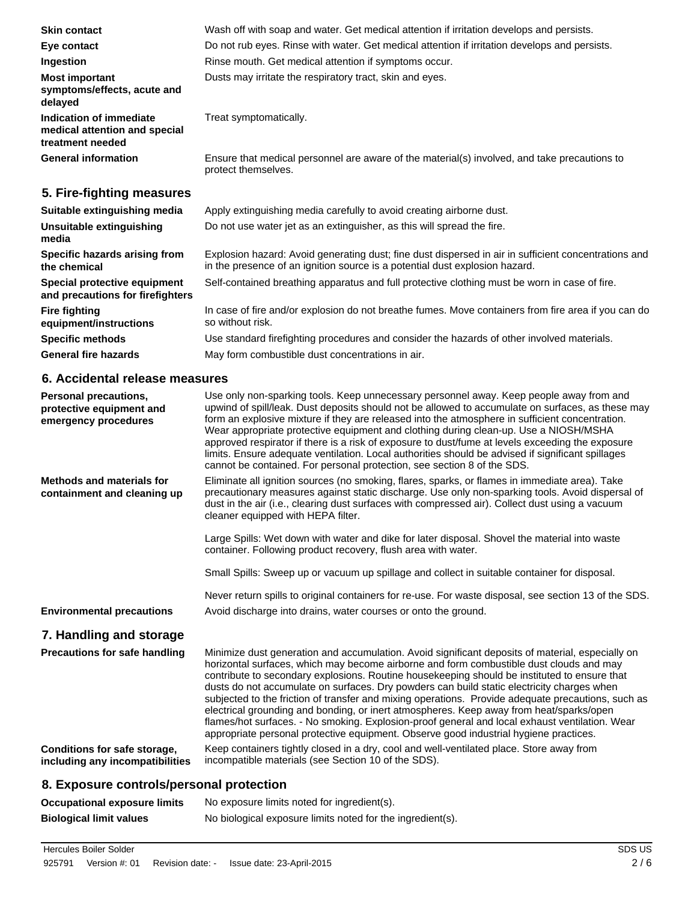| | |
|---|---|
| **Skin contact** | Wash off with soap and water. Get medical attention if irritation develops and persists. |
| **Eye contact** | Do not rub eyes. Rinse with water. Get medical attention if irritation develops and persists. |
| **Ingestion** | Rinse mouth. Get medical attention if symptoms occur. |
| **Most important symptoms/effects, acute and delayed** | Dusts may irritate the respiratory tract, skin and eyes. |
| **Indication of immediate medical attention and special treatment needed** | Treat symptomatically. |
| **General information** | Ensure that medical personnel are aware of the material(s) involved, and take precautions to protect themselves. |

## 5. Fire-fighting measures

| | |
|---|---|
| **Suitable extinguishing media** | Apply extinguishing media carefully to avoid creating airborne dust. |
| **Unsuitable extinguishing media** | Do not use water jet as an extinguisher, as this will spread the fire. |
| **Specific hazards arising from the chemical** | Explosion hazard: Avoid generating dust; fine dust dispersed in air in sufficient concentrations and in the presence of an ignition source is a potential dust explosion hazard. |
| **Special protective equipment and precautions for firefighters** | Self-contained breathing apparatus and full protective clothing must be worn in case of fire. |
| **Fire fighting equipment/instructions** | In case of fire and/or explosion do not breathe fumes. Move containers from fire area if you can do so without risk. |
| **Specific methods** | Use standard firefighting procedures and consider the hazards of other involved materials. |
| **General fire hazards** | May form combustible dust concentrations in air. |

## 6. Accidental release measures

**Personal precautions, protective equipment and emergency procedures**

Use only non-sparking tools. Keep unnecessary personnel away. Keep people away from and upwind of spill/leak. Dust deposits should not be allowed to accumulate on surfaces, as these may form an explosive mixture if they are released into the atmosphere in sufficient concentration. Wear appropriate protective equipment and clothing during clean-up. Use a NIOSH/MSHA approved respirator if there is a risk of exposure to dust/fume at levels exceeding the exposure limits. Ensure adequate ventilation. Local authorities should be advised if significant spillages cannot be contained. For personal protection, see section 8 of the SDS.

**Methods and materials for containment and cleaning up**

Eliminate all ignition sources (no smoking, flares, sparks, or flames in immediate area). Take precautionary measures against static discharge. Use only non-sparking tools. Avoid dispersal of dust in the air (i.e., clearing dust surfaces with compressed air). Collect dust using a vacuum cleaner equipped with HEPA filter.

Large Spills: Wet down with water and dike for later disposal. Shovel the material into waste container. Following product recovery, flush area with water.

Small Spills: Sweep up or vacuum up spillage and collect in suitable container for disposal.

Never return spills to original containers for re-use. For waste disposal, see section 13 of the SDS.

**Environmental precautions**

Avoid discharge into drains, water courses or onto the ground.

## 7. Handling and storage

**Precautions for safe handling**

Minimize dust generation and accumulation. Avoid significant deposits of material, especially on horizontal surfaces, which may become airborne and form combustible dust clouds and may contribute to secondary explosions. Routine housekeeping should be instituted to ensure that dusts do not accumulate on surfaces. Dry powders can build static electricity charges when subjected to the friction of transfer and mixing operations. Provide adequate precautions, such as electrical grounding and bonding, or inert atmospheres. Keep away from heat/sparks/open flames/hot surfaces. - No smoking. Explosion-proof general and local exhaust ventilation. Wear appropriate personal protective equipment. Observe good industrial hygiene practices.

**Conditions for safe storage, including any incompatibilities**

Keep containers tightly closed in a dry, cool and well-ventilated place. Store away from incompatible materials (see Section 10 of the SDS).

## 8. Exposure controls/personal protection

| | |
|---|---|
| **Occupational exposure limits** | No exposure limits noted for ingredient(s). |
| **Biological limit values** | No biological exposure limits noted for the ingredient(s). |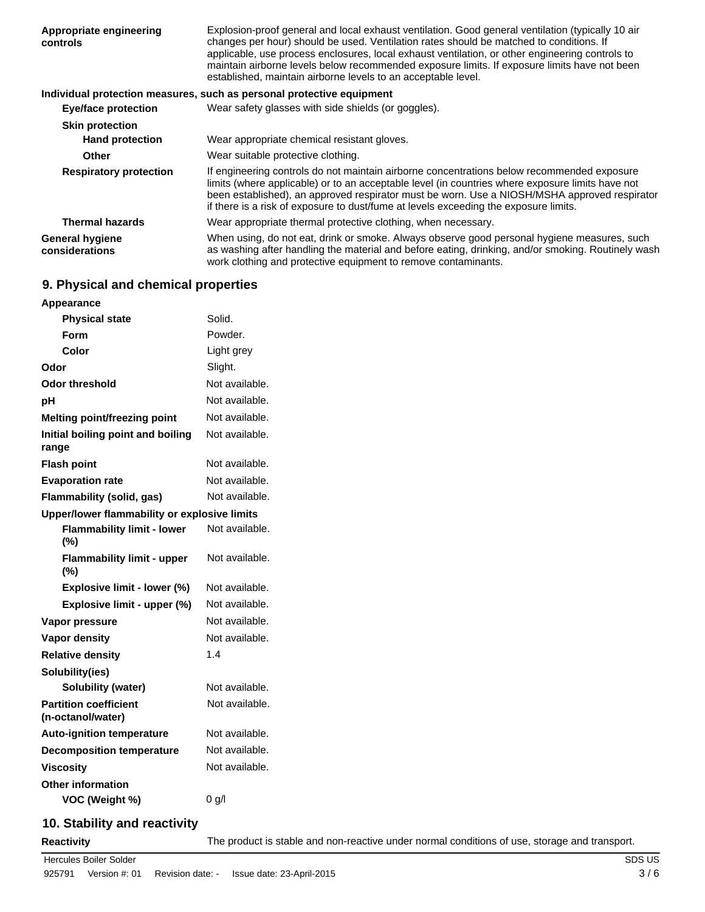| | |
|---|---|
| **Appropriate engineering controls** | Explosion-proof general and local exhaust ventilation. Good general ventilation (typically 10 air changes per hour) should be used. Ventilation rates should be matched to conditions. If applicable, use process enclosures, local exhaust ventilation, or other engineering controls to maintain airborne levels below recommended exposure limits. If exposure limits have not been established, maintain airborne levels to an acceptable level. |

**Individual protection measures, such as personal protective equipment**

| | |
|---|---|
| **Eye/face protection** | Wear safety glasses with side shields (or goggles). |
| **Skin protection** | |
| **Hand protection** | Wear appropriate chemical resistant gloves. |
| **Other** | Wear suitable protective clothing. |
| **Respiratory protection** | If engineering controls do not maintain airborne concentrations below recommended exposure limits (where applicable) or to an acceptable level (in countries where exposure limits have not been established), an approved respirator must be worn. Use a NIOSH/MSHA approved respirator if there is a risk of exposure to dust/fume at levels exceeding the exposure limits. |
| **Thermal hazards** | Wear appropriate thermal protective clothing, when necessary. |
| **General hygiene considerations** | When using, do not eat, drink or smoke. Always observe good personal hygiene measures, such as washing after handling the material and before eating, drinking, and/or smoking. Routinely wash work clothing and protective equipment to remove contaminants. |

## 9. Physical and chemical properties

| | |
|---|---|
| **Appearance** | |
| **Physical state** | Solid. |
| **Form** | Powder. |
| **Color** | Light grey |
| **Odor** | Slight. |
| **Odor threshold** | Not available. |
| **pH** | Not available. |
| **Melting point/freezing point** | Not available. |
| **Initial boiling point and boiling range** | Not available. |
| **Flash point** | Not available. |
| **Evaporation rate** | Not available. |
| **Flammability (solid, gas)** | Not available. |
| **Upper/lower flammability or explosive limits** | |
| **Flammability limit - lower (%)** | Not available. |
| **Flammability limit - upper (%)** | Not available. |
| **Explosive limit - lower (%)** | Not available. |
| **Explosive limit - upper (%)** | Not available. |
| **Vapor pressure** | Not available. |
| **Vapor density** | Not available. |
| **Relative density** | 1.4 |
| **Solubility(ies)** | |
| **Solubility (water)** | Not available. |
| **Partition coefficient (n-octanol/water)** | Not available. |
| **Auto-ignition temperature** | Not available. |
| **Decomposition temperature** | Not available. |
| **Viscosity** | Not available. |
| **Other information** | |
| **VOC (Weight %)** | 0 g/l |

## 10. Stability and reactivity

| | |
|---|---|
| **Reactivity** | The product is stable and non-reactive under normal conditions of use, storage and transport. |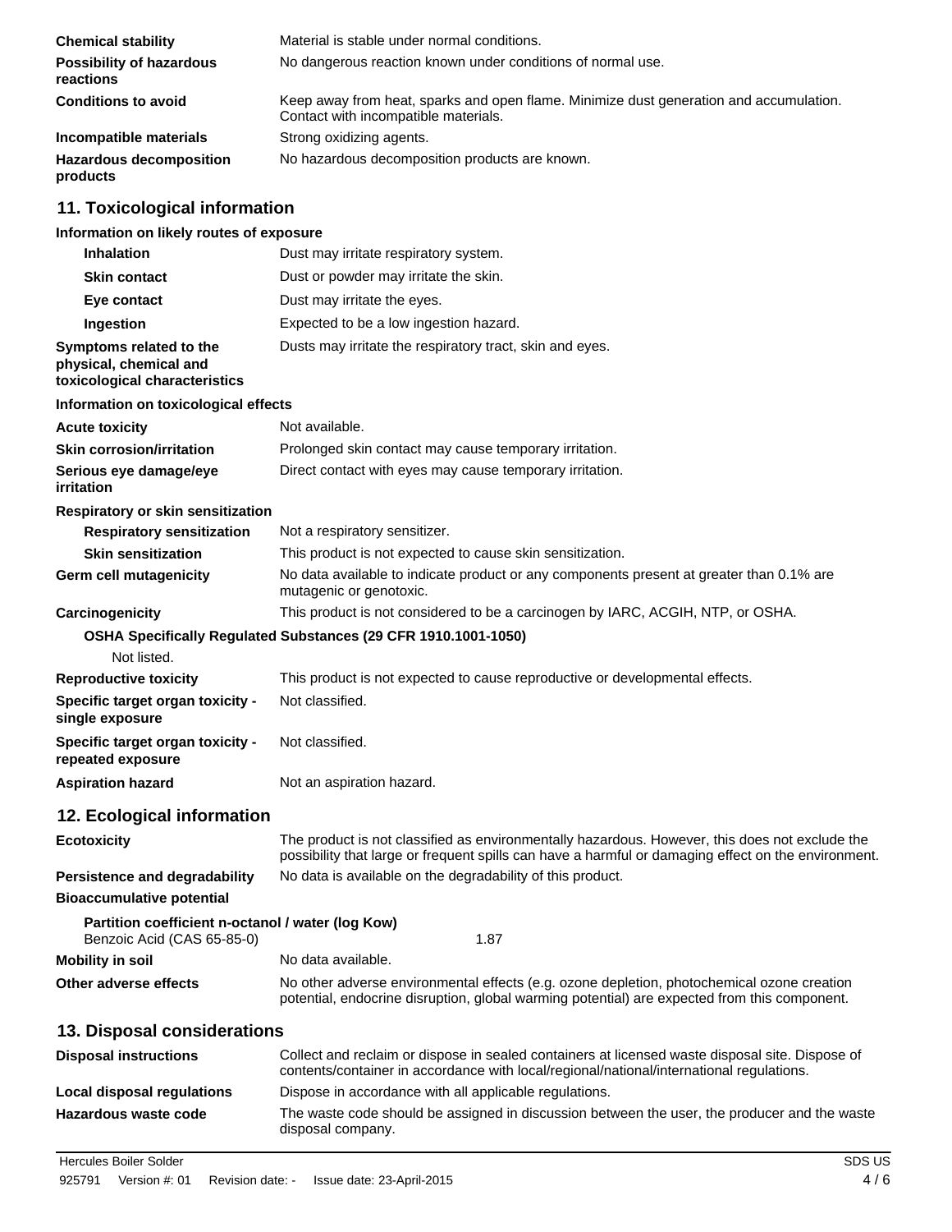| | |
|---|---|
| **Chemical stability** | Material is stable under normal conditions. |
| **Possibility of hazardous reactions** | No dangerous reaction known under conditions of normal use. |
| **Conditions to avoid** | Keep away from heat, sparks and open flame. Minimize dust generation and accumulation. Contact with incompatible materials. |
| **Incompatible materials** | Strong oxidizing agents. |
| **Hazardous decomposition products** | No hazardous decomposition products are known. |

## 11. Toxicological information

**Information on likely routes of exposure**

| | |
|---|---|
| **Inhalation** | Dust may irritate respiratory system. |
| **Skin contact** | Dust or powder may irritate the skin. |
| **Eye contact** | Dust may irritate the eyes. |
| **Ingestion** | Expected to be a low ingestion hazard. |
| **Symptoms related to the physical, chemical and toxicological characteristics** | Dusts may irritate the respiratory tract, skin and eyes. |

**Information on toxicological effects**

| | |
|---|---|
| **Acute toxicity** | Not available. |
| **Skin corrosion/irritation** | Prolonged skin contact may cause temporary irritation. |
| **Serious eye damage/eye irritation** | Direct contact with eyes may cause temporary irritation. |

**Respiratory or skin sensitization**

| | |
|---|---|
| **Respiratory sensitization** | Not a respiratory sensitizer. |
| **Skin sensitization** | This product is not expected to cause skin sensitization. |
| **Germ cell mutagenicity** | No data available to indicate product or any components present at greater than 0.1% are mutagenic or genotoxic. |
| **Carcinogenicity** | This product is not considered to be a carcinogen by IARC, ACGIH, NTP, or OSHA. |

**OSHA Specifically Regulated Substances (29 CFR 1910.1001-1050)**

Not listed.

| | |
|---|---|
| **Reproductive toxicity** | This product is not expected to cause reproductive or developmental effects. |
| **Specific target organ toxicity - single exposure** | Not classified. |
| **Specific target organ toxicity - repeated exposure** | Not classified. |
| **Aspiration hazard** | Not an aspiration hazard. |

## 12. Ecological information

| | |
|---|---|
| **Ecotoxicity** | The product is not classified as environmentally hazardous. However, this does not exclude the possibility that large or frequent spills can have a harmful or damaging effect on the environment. |
| **Persistence and degradability** | No data is available on the degradability of this product. |

**Bioaccumulative potential**

**Partition coefficient n-octanol / water (log Kow)**

| | |
|---|---|
| Benzoic Acid (CAS 65-85-0) | 1.87 |

| | |
|---|---|
| **Mobility in soil** | No data available. |
| **Other adverse effects** | No other adverse environmental effects (e.g. ozone depletion, photochemical ozone creation potential, endocrine disruption, global warming potential) are expected from this component. |

## 13. Disposal considerations

| | |
|---|---|
| **Disposal instructions** | Collect and reclaim or dispose in sealed containers at licensed waste disposal site. Dispose of contents/container in accordance with local/regional/national/international regulations. |
| **Local disposal regulations** | Dispose in accordance with all applicable regulations. |
| **Hazardous waste code** | The waste code should be assigned in discussion between the user, the producer and the waste disposal company. |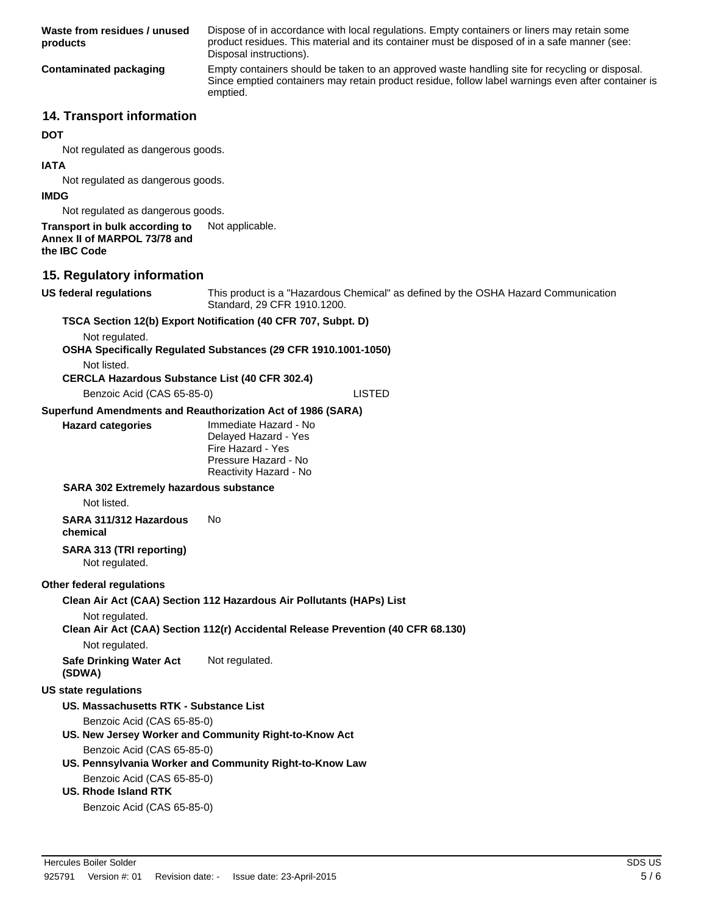**Waste from residues / unused products** Dispose of in accordance with local regulations. Empty containers or liners may retain some product residues. This material and its container must be disposed of in a safe manner (see: Disposal instructions).

**Contaminated packaging** Empty containers should be taken to an approved waste handling site for recycling or disposal. Since emptied containers may retain product residue, follow label warnings even after container is emptied.

## 14. Transport information

**DOT**

Not regulated as dangerous goods.

**IATA**

Not regulated as dangerous goods.

**IMDG**

Not regulated as dangerous goods.

**Transport in bulk according to Annex II of MARPOL 73/78 and the IBC Code** Not applicable.

## 15. Regulatory information

**US federal regulations** This product is a "Hazardous Chemical" as defined by the OSHA Hazard Communication Standard, 29 CFR 1910.1200.

**TSCA Section 12(b) Export Notification (40 CFR 707, Subpt. D)**

Not regulated.

**OSHA Specifically Regulated Substances (29 CFR 1910.1001-1050)**

Not listed.

**CERCLA Hazardous Substance List (40 CFR 302.4)**

Benzoic Acid (CAS 65-85-0) LISTED

**Superfund Amendments and Reauthorization Act of 1986 (SARA)**

**Hazard categories**
Immediate Hazard - No
Delayed Hazard - Yes
Fire Hazard - Yes
Pressure Hazard - No
Reactivity Hazard - No

**SARA 302 Extremely hazardous substance**

Not listed.

**SARA 311/312 Hazardous chemical** No

**SARA 313 (TRI reporting)**

Not regulated.

**Other federal regulations**

**Clean Air Act (CAA) Section 112 Hazardous Air Pollutants (HAPs) List**

Not regulated.

**Clean Air Act (CAA) Section 112(r) Accidental Release Prevention (40 CFR 68.130)**

Not regulated.

**Safe Drinking Water Act (SDWA)** Not regulated.

**US state regulations**

**US. Massachusetts RTK - Substance List**

Benzoic Acid (CAS 65-85-0)

**US. New Jersey Worker and Community Right-to-Know Act**

Benzoic Acid (CAS 65-85-0)

**US. Pennsylvania Worker and Community Right-to-Know Law**

Benzoic Acid (CAS 65-85-0)

**US. Rhode Island RTK**

Benzoic Acid (CAS 65-85-0)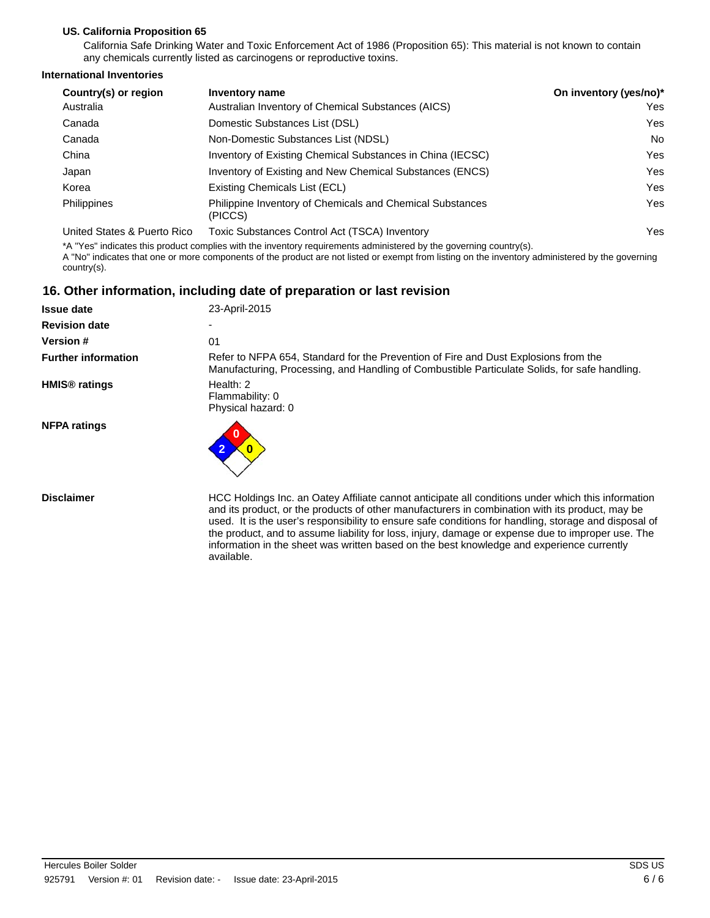**US. California Proposition 65**

California Safe Drinking Water and Toxic Enforcement Act of 1986 (Proposition 65): This material is not known to contain any chemicals currently listed as carcinogens or reproductive toxins.

**International Inventories**

| Country(s) or region | Inventory name | On inventory (yes/no)* |
|---|---|---|
| Australia | Australian Inventory of Chemical Substances (AICS) | Yes |
| Canada | Domestic Substances List (DSL) | Yes |
| Canada | Non-Domestic Substances List (NDSL) | No |
| China | Inventory of Existing Chemical Substances in China (IECSC) | Yes |
| Japan | Inventory of Existing and New Chemical Substances (ENCS) | Yes |
| Korea | Existing Chemicals List (ECL) | Yes |
| Philippines | Philippine Inventory of Chemicals and Chemical Substances (PICCS) | Yes |
| United States & Puerto Rico | Toxic Substances Control Act (TSCA) Inventory | Yes |

*A "Yes" indicates this product complies with the inventory requirements administered by the governing country(s).
A "No" indicates that one or more components of the product are not listed or exempt from listing on the inventory administered by the governing country(s).

## 16. Other information, including date of preparation or last revision

**Issue date** 23-April-2015

**Revision date** -

**Version #** 01

**Further information** Refer to NFPA 654, Standard for the Prevention of Fire and Dust Explosions from the Manufacturing, Processing, and Handling of Combustible Particulate Solids, for safe handling.

**HMIS® ratings**
Health: 2
Flammability: 0
Physical hazard: 0

**NFPA ratings**
0
2 0

**Disclaimer** HCC Holdings Inc. an Oatey Affiliate cannot anticipate all conditions under which this information and its product, or the products of other manufacturers in combination with its product, may be used. It is the user's responsibility to ensure safe conditions for handling, storage and disposal of the product, and to assume liability for loss, injury, damage or expense due to improper use. The information in the sheet was written based on the best knowledge and experience currently available.